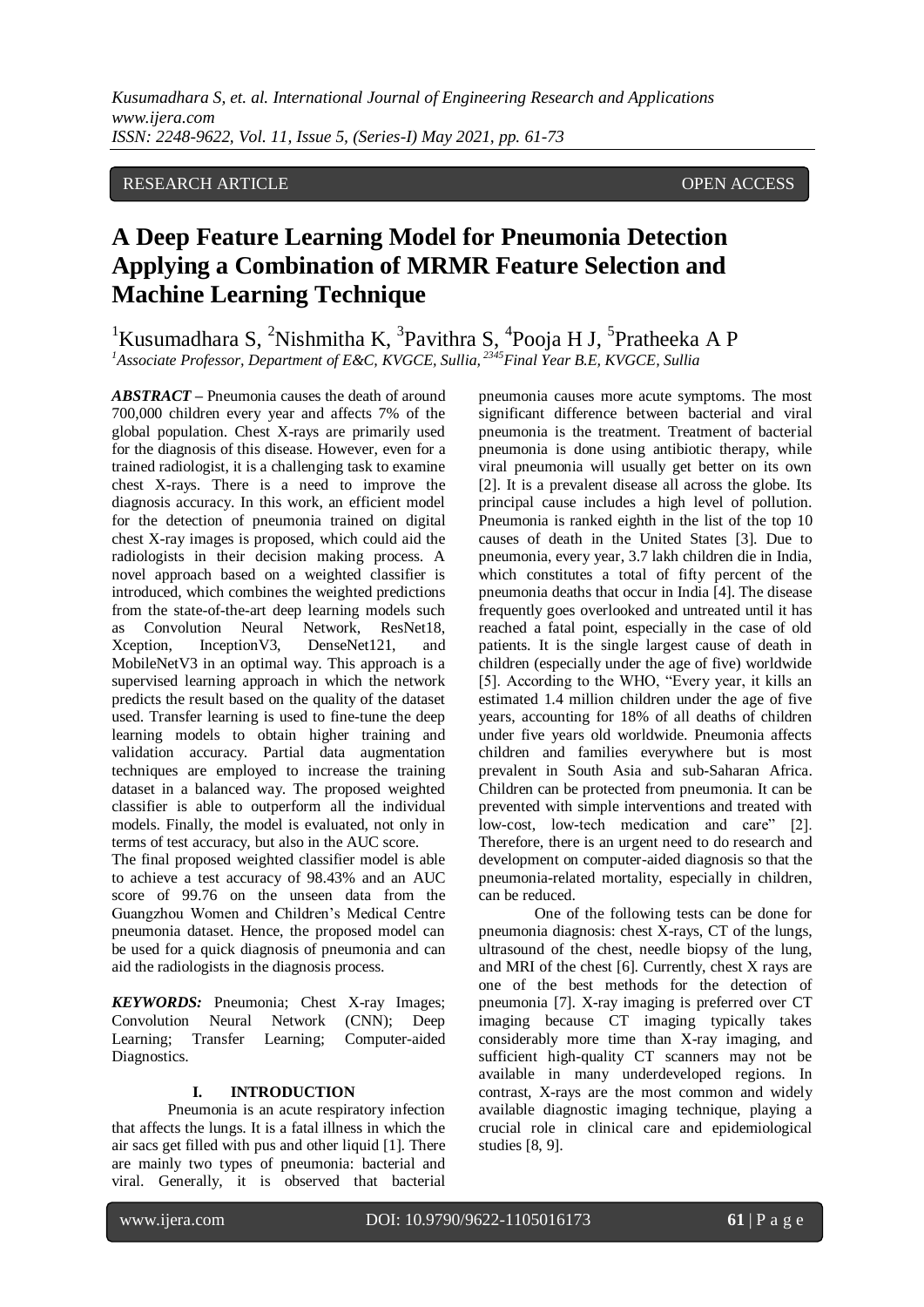RESEARCH ARTICLE OPEN ACCESS

# A Deep Feature Learning Model for Pneumonia Detection Applying a Combination of MRMR Feature Selection and Machine Learning Technique

[1]Kusumadhara S, [2]Nishmitha K, [3]Pavithra S, [4]Pooja H J, [5]Pratheeka A P

*[1]Associate Professor, Department of E&C, KVGCE, Sullia, [2345]Final Year B.E, KVGCE, Sullia*

***ABSTRACT –*** Pneumonia causes the death of around 700,000 children every year and affects 7% of the global population. Chest X-rays are primarily used for the diagnosis of this disease. However, even for a trained radiologist, it is a challenging task to examine chest X-rays. There is a need to improve the diagnosis accuracy. In this work, an efficient model for the detection of pneumonia trained on digital chest X-ray images is proposed, which could aid the radiologists in their decision making process. A novel approach based on a weighted classifier is introduced, which combines the weighted predictions from the state-of-the-art deep learning models such as Convolution Neural Network, ResNet18, Xception, InceptionV3, DenseNet121, and MobileNetV3 in an optimal way. This approach is a supervised learning approach in which the network predicts the result based on the quality of the dataset used. Transfer learning is used to fine-tune the deep learning models to obtain higher training and validation accuracy. Partial data augmentation techniques are employed to increase the training dataset in a balanced way. The proposed weighted classifier is able to outperform all the individual models. Finally, the model is evaluated, not only in terms of test accuracy, but also in the AUC score.

The final proposed weighted classifier model is able to achieve a test accuracy of 98.43% and an AUC score of 99.76 on the unseen data from the Guangzhou Women and Children's Medical Centre pneumonia dataset. Hence, the proposed model can be used for a quick diagnosis of pneumonia and can aid the radiologists in the diagnosis process.

***KEYWORDS:*** Pneumonia; Chest X-ray Images; Convolution Neural Network (CNN); Deep Learning; Transfer Learning; Computer-aided Diagnostics.

## I. INTRODUCTION

Pneumonia is an acute respiratory infection that affects the lungs. It is a fatal illness in which the air sacs get filled with pus and other liquid [1]. There are mainly two types of pneumonia: bacterial and viral. Generally, it is observed that bacterial pneumonia causes more acute symptoms. The most significant difference between bacterial and viral pneumonia is the treatment. Treatment of bacterial pneumonia is done using antibiotic therapy, while viral pneumonia will usually get better on its own [2]. It is a prevalent disease all across the globe. Its principal cause includes a high level of pollution. Pneumonia is ranked eighth in the list of the top 10 causes of death in the United States [3]. Due to pneumonia, every year, 3.7 lakh children die in India, which constitutes a total of fifty percent of the pneumonia deaths that occur in India [4]. The disease frequently goes overlooked and untreated until it has reached a fatal point, especially in the case of old patients. It is the single largest cause of death in children (especially under the age of five) worldwide [5]. According to the WHO, "Every year, it kills an estimated 1.4 million children under the age of five years, accounting for 18% of all deaths of children under five years old worldwide. Pneumonia affects children and families everywhere but is most prevalent in South Asia and sub-Saharan Africa. Children can be protected from pneumonia. It can be prevented with simple interventions and treated with low-cost, low-tech medication and care" [2]. Therefore, there is an urgent need to do research and development on computer-aided diagnosis so that the pneumonia-related mortality, especially in children, can be reduced.

One of the following tests can be done for pneumonia diagnosis: chest X-rays, CT of the lungs, ultrasound of the chest, needle biopsy of the lung, and MRI of the chest [6]. Currently, chest X rays are one of the best methods for the detection of pneumonia [7]. X-ray imaging is preferred over CT imaging because CT imaging typically takes considerably more time than X-ray imaging, and sufficient high-quality CT scanners may not be available in many underdeveloped regions. In contrast, X-rays are the most common and widely available diagnostic imaging technique, playing a crucial role in clinical care and epidemiological studies [8, 9].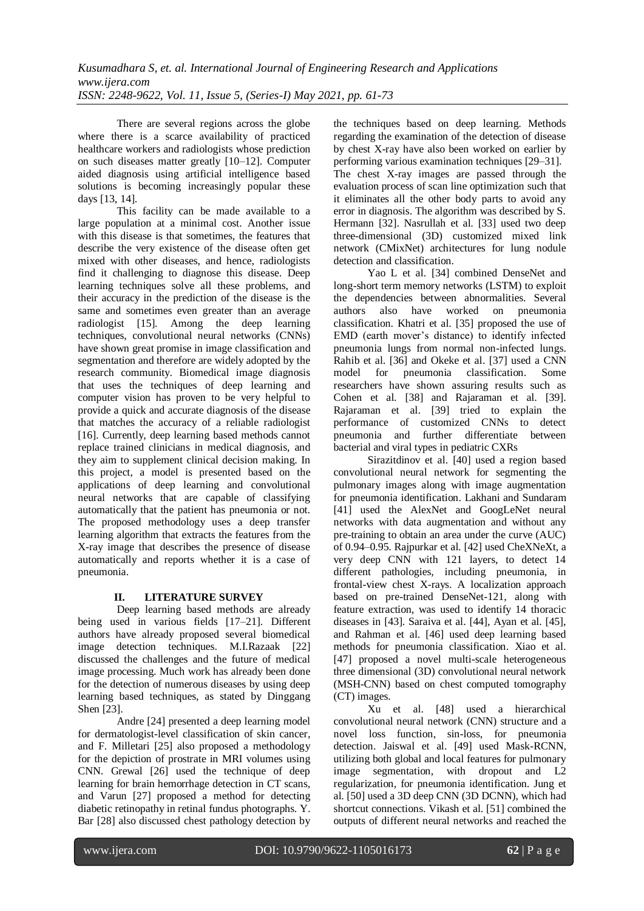There are several regions across the globe where there is a scarce availability of practiced healthcare workers and radiologists whose prediction on such diseases matter greatly [10–12]. Computer aided diagnosis using artificial intelligence based solutions is becoming increasingly popular these days [13, 14].

This facility can be made available to a large population at a minimal cost. Another issue with this disease is that sometimes, the features that describe the very existence of the disease often get mixed with other diseases, and hence, radiologists find it challenging to diagnose this disease. Deep learning techniques solve all these problems, and their accuracy in the prediction of the disease is the same and sometimes even greater than an average radiologist [15]. Among the deep learning techniques, convolutional neural networks (CNNs) have shown great promise in image classification and segmentation and therefore are widely adopted by the research community. Biomedical image diagnosis that uses the techniques of deep learning and computer vision has proven to be very helpful to provide a quick and accurate diagnosis of the disease that matches the accuracy of a reliable radiologist [16]. Currently, deep learning based methods cannot replace trained clinicians in medical diagnosis, and they aim to supplement clinical decision making. In this project, a model is presented based on the applications of deep learning and convolutional neural networks that are capable of classifying automatically that the patient has pneumonia or not. The proposed methodology uses a deep transfer learning algorithm that extracts the features from the X-ray image that describes the presence of disease automatically and reports whether it is a case of pneumonia.

## II. LITERATURE SURVEY

Deep learning based methods are already being used in various fields [17–21]. Different authors have already proposed several biomedical image detection techniques. M.I.Razaak [22] discussed the challenges and the future of medical image processing. Much work has already been done for the detection of numerous diseases by using deep learning based techniques, as stated by Dinggang Shen [23].

Andre [24] presented a deep learning model for dermatologist-level classification of skin cancer, and F. Milletari [25] also proposed a methodology for the depiction of prostrate in MRI volumes using CNN. Grewal [26] used the technique of deep learning for brain hemorrhage detection in CT scans, and Varun [27] proposed a method for detecting diabetic retinopathy in retinal fundus photographs. Y. Bar [28] also discussed chest pathology detection by the techniques based on deep learning. Methods regarding the examination of the detection of disease by chest X-ray have also been worked on earlier by performing various examination techniques [29–31]. The chest X-ray images are passed through the evaluation process of scan line optimization such that it eliminates all the other body parts to avoid any error in diagnosis. The algorithm was described by S. Hermann [32]. Nasrullah et al. [33] used two deep three-dimensional (3D) customized mixed link network (CMixNet) architectures for lung nodule detection and classification.

Yao L et al. [34] combined DenseNet and long-short term memory networks (LSTM) to exploit the dependencies between abnormalities. Several authors also have worked on pneumonia classification. Khatri et al. [35] proposed the use of EMD (earth mover's distance) to identify infected pneumonia lungs from normal non-infected lungs. Rahib et al. [36] and Okeke et al. [37] used a CNN model for pneumonia classification. Some researchers have shown assuring results such as Cohen et al. [38] and Rajaraman et al. [39]. Rajaraman et al. [39] tried to explain the performance of customized CNNs to detect pneumonia and further differentiate between bacterial and viral types in pediatric CXRs

Sirazitdinov et al. [40] used a region based convolutional neural network for segmenting the pulmonary images along with image augmentation for pneumonia identification. Lakhani and Sundaram [41] used the AlexNet and GoogLeNet neural networks with data augmentation and without any pre-training to obtain an area under the curve (AUC) of 0.94–0.95. Rajpurkar et al. [42] used CheXNeXt, a very deep CNN with 121 layers, to detect 14 different pathologies, including pneumonia, in frontal-view chest X-rays. A localization approach based on pre-trained DenseNet-121, along with feature extraction, was used to identify 14 thoracic diseases in [43]. Saraiva et al. [44], Ayan et al. [45], and Rahman et al. [46] used deep learning based methods for pneumonia classification. Xiao et al. [47] proposed a novel multi-scale heterogeneous three dimensional (3D) convolutional neural network (MSH-CNN) based on chest computed tomography (CT) images.

Xu et al. [48] used a hierarchical convolutional neural network (CNN) structure and a novel loss function, sin-loss, for pneumonia detection. Jaiswal et al. [49] used Mask-RCNN, utilizing both global and local features for pulmonary image segmentation, with dropout and L2 regularization, for pneumonia identification. Jung et al. [50] used a 3D deep CNN (3D DCNN), which had shortcut connections. Vikash et al. [51] combined the outputs of different neural networks and reached the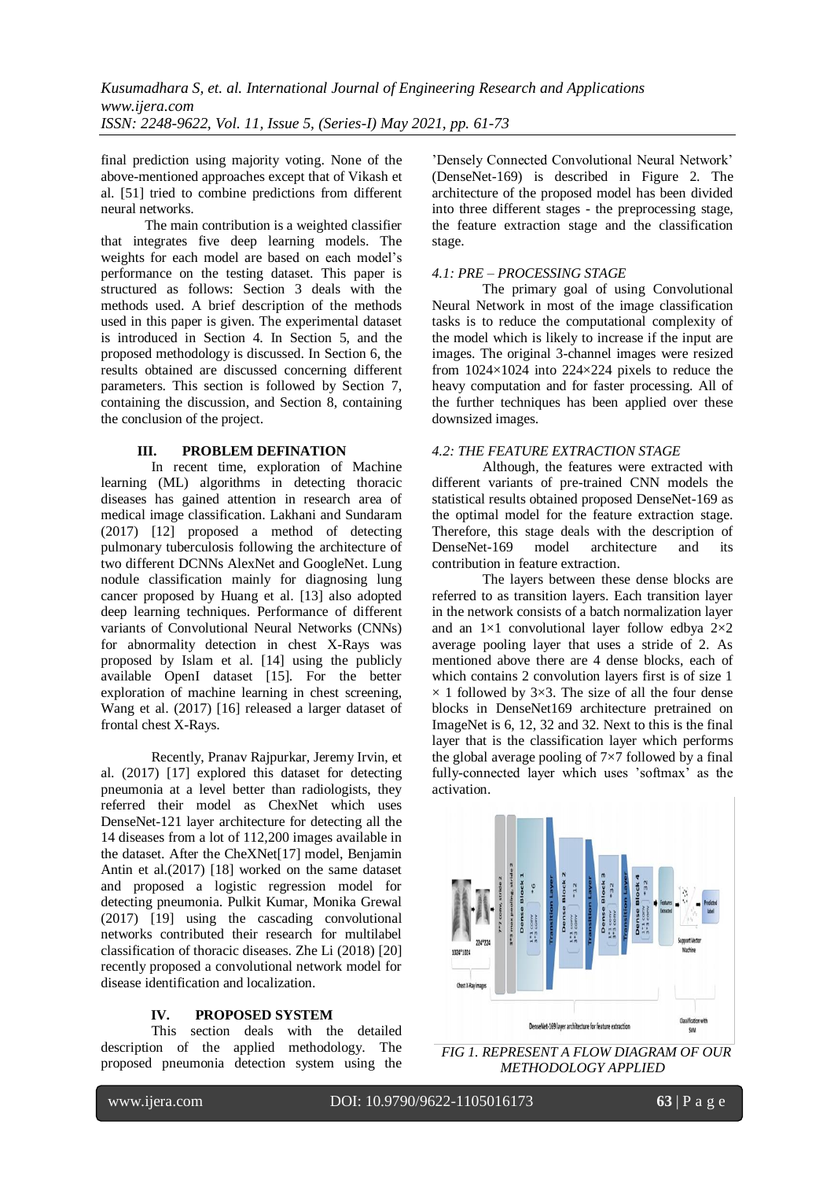final prediction using majority voting. None of the above-mentioned approaches except that of Vikash et al. [51] tried to combine predictions from different neural networks.

The main contribution is a weighted classifier that integrates five deep learning models. The weights for each model are based on each model's performance on the testing dataset. This paper is structured as follows: Section 3 deals with the methods used. A brief description of the methods used in this paper is given. The experimental dataset is introduced in Section 4. In Section 5, and the proposed methodology is discussed. In Section 6, the results obtained are discussed concerning different parameters. This section is followed by Section 7, containing the discussion, and Section 8, containing the conclusion of the project.

## III. PROBLEM DEFINATION

In recent time, exploration of Machine learning (ML) algorithms in detecting thoracic diseases has gained attention in research area of medical image classification. Lakhani and Sundaram (2017) [12] proposed a method of detecting pulmonary tuberculosis following the architecture of two different DCNNs AlexNet and GoogleNet. Lung nodule classification mainly for diagnosing lung cancer proposed by Huang et al. [13] also adopted deep learning techniques. Performance of different variants of Convolutional Neural Networks (CNNs) for abnormality detection in chest X-Rays was proposed by Islam et al. [14] using the publicly available OpenI dataset [15]. For the better exploration of machine learning in chest screening, Wang et al. (2017) [16] released a larger dataset of frontal chest X-Rays.

Recently, Pranav Rajpurkar, Jeremy Irvin, et al. (2017) [17] explored this dataset for detecting pneumonia at a level better than radiologists, they referred their model as ChexNet which uses DenseNet-121 layer architecture for detecting all the 14 diseases from a lot of 112,200 images available in the dataset. After the CheXNet[17] model, Benjamin Antin et al.(2017) [18] worked on the same dataset and proposed a logistic regression model for detecting pneumonia. Pulkit Kumar, Monika Grewal (2017) [19] using the cascading convolutional networks contributed their research for multilabel classification of thoracic diseases. Zhe Li (2018) [20] recently proposed a convolutional network model for disease identification and localization.

## IV. PROPOSED SYSTEM

This section deals with the detailed description of the applied methodology. The proposed pneumonia detection system using the 'Densely Connected Convolutional Neural Network' (DenseNet-169) is described in Figure 2. The architecture of the proposed model has been divided into three different stages - the preprocessing stage, the feature extraction stage and the classification stage.

### *4.1: PRE – PROCESSING STAGE*

The primary goal of using Convolutional Neural Network in most of the image classification tasks is to reduce the computational complexity of the model which is likely to increase if the input are images. The original 3-channel images were resized from 1024×1024 into 224×224 pixels to reduce the heavy computation and for faster processing. All of the further techniques has been applied over these downsized images.

### *4.2: THE FEATURE EXTRACTION STAGE*

Although, the features were extracted with different variants of pre-trained CNN models the statistical results obtained proposed DenseNet-169 as the optimal model for the feature extraction stage. Therefore, this stage deals with the description of DenseNet-169 model architecture and its contribution in feature extraction.

The layers between these dense blocks are referred to as transition layers. Each transition layer in the network consists of a batch normalization layer and an 1×1 convolutional layer follow edbya 2×2 average pooling layer that uses a stride of 2. As mentioned above there are 4 dense blocks, each of which contains 2 convolution layers first is of size 1 × 1 followed by 3×3. The size of all the four dense blocks in DenseNet169 architecture pretrained on ImageNet is 6, 12, 32 and 32. Next to this is the final layer that is the classification layer which performs the global average pooling of 7×7 followed by a final fully-connected layer which uses 'softmax' as the activation.

*FIG 1. REPRESENT A FLOW DIAGRAM OF OUR METHODOLOGY APPLIED*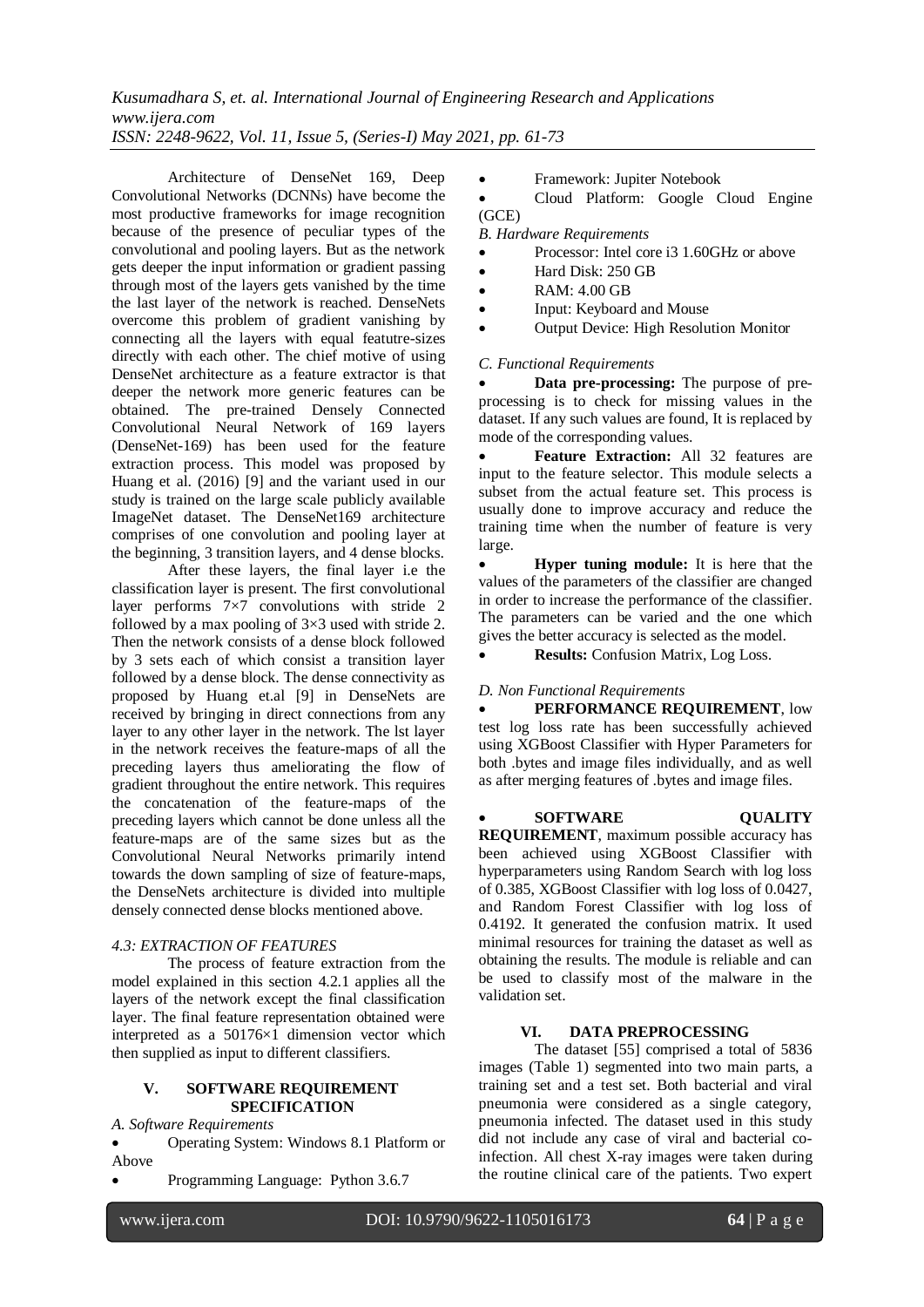Architecture of DenseNet 169, Deep Convolutional Networks (DCNNs) have become the most productive frameworks for image recognition because of the presence of peculiar types of the convolutional and pooling layers. But as the network gets deeper the input information or gradient passing through most of the layers gets vanished by the time the last layer of the network is reached. DenseNets overcome this problem of gradient vanishing by connecting all the layers with equal featutre-sizes directly with each other. The chief motive of using DenseNet architecture as a feature extractor is that deeper the network more generic features can be obtained. The pre-trained Densely Connected Convolutional Neural Network of 169 layers (DenseNet-169) has been used for the feature extraction process. This model was proposed by Huang et al. (2016) [9] and the variant used in our study is trained on the large scale publicly available ImageNet dataset. The DenseNet169 architecture comprises of one convolution and pooling layer at the beginning, 3 transition layers, and 4 dense blocks.

After these layers, the final layer i.e the classification layer is present. The first convolutional layer performs 7×7 convolutions with stride 2 followed by a max pooling of 3×3 used with stride 2. Then the network consists of a dense block followed by 3 sets each of which consist a transition layer followed by a dense block. The dense connectivity as proposed by Huang et.al [9] in DenseNets are received by bringing in direct connections from any layer to any other layer in the network. The lst layer in the network receives the feature-maps of all the preceding layers thus ameliorating the flow of gradient throughout the entire network. This requires the concatenation of the feature-maps of the preceding layers which cannot be done unless all the feature-maps are of the same sizes but as the Convolutional Neural Networks primarily intend towards the down sampling of size of feature-maps, the DenseNets architecture is divided into multiple densely connected dense blocks mentioned above.

*4.3: EXTRACTION OF FEATURES*

The process of feature extraction from the model explained in this section 4.2.1 applies all the layers of the network except the final classification layer. The final feature representation obtained were interpreted as a 50176×1 dimension vector which then supplied as input to different classifiers.

## V. SOFTWARE REQUIREMENT SPECIFICATION

*A. Software Requirements*

- Operating System: Windows 8.1 Platform or Above
- Programming Language: Python 3.6.7
- Framework: Jupiter Notebook
- Cloud Platform: Google Cloud Engine (GCE)

*B. Hardware Requirements*

- Processor: Intel core i3 1.60GHz or above
- Hard Disk: 250 GB
- RAM: 4.00 GB
- Input: Keyboard and Mouse
- Output Device: High Resolution Monitor

*C. Functional Requirements*

- **Data pre-processing:** The purpose of pre-processing is to check for missing values in the dataset. If any such values are found, It is replaced by mode of the corresponding values.
- **Feature Extraction:** All 32 features are input to the feature selector. This module selects a subset from the actual feature set. This process is usually done to improve accuracy and reduce the training time when the number of feature is very large.
- **Hyper tuning module:** It is here that the values of the parameters of the classifier are changed in order to increase the performance of the classifier. The parameters can be varied and the one which gives the better accuracy is selected as the model.
- **Results:** Confusion Matrix, Log Loss.

*D. Non Functional Requirements*

- **PERFORMANCE REQUIREMENT**, low test log loss rate has been successfully achieved using XGBoost Classifier with Hyper Parameters for both .bytes and image files individually, and as well as after merging features of .bytes and image files.
- **SOFTWARE QUALITY REQUIREMENT**, maximum possible accuracy has been achieved using XGBoost Classifier with hyperparameters using Random Search with log loss of 0.385, XGBoost Classifier with log loss of 0.0427, and Random Forest Classifier with log loss of 0.4192. It generated the confusion matrix. It used minimal resources for training the dataset as well as obtaining the results. The module is reliable and can be used to classify most of the malware in the validation set.

## VI. DATA PREPROCESSING

The dataset [55] comprised a total of 5836 images (Table 1) segmented into two main parts, a training set and a test set. Both bacterial and viral pneumonia were considered as a single category, pneumonia infected. The dataset used in this study did not include any case of viral and bacterial co-infection. All chest X-ray images were taken during the routine clinical care of the patients. Two expert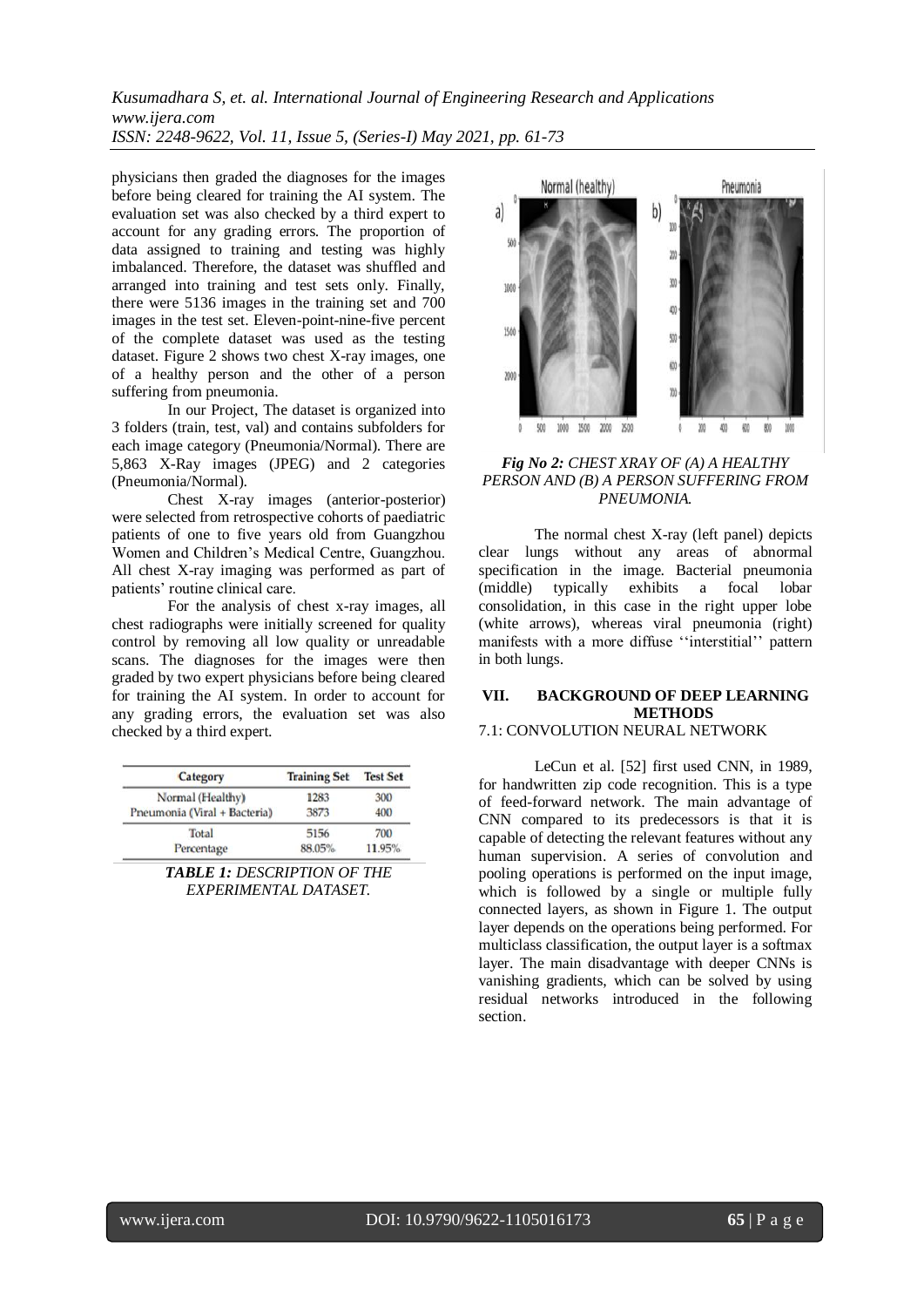physicians then graded the diagnoses for the images before being cleared for training the AI system. The evaluation set was also checked by a third expert to account for any grading errors. The proportion of data assigned to training and testing was highly imbalanced. Therefore, the dataset was shuffled and arranged into training and test sets only. Finally, there were 5136 images in the training set and 700 images in the test set. Eleven-point-nine-five percent of the complete dataset was used as the testing dataset. Figure 2 shows two chest X-ray images, one of a healthy person and the other of a person suffering from pneumonia.

In our Project, The dataset is organized into 3 folders (train, test, val) and contains subfolders for each image category (Pneumonia/Normal). There are 5,863 X-Ray images (JPEG) and 2 categories (Pneumonia/Normal).

Chest X-ray images (anterior-posterior) were selected from retrospective cohorts of paediatric patients of one to five years old from Guangzhou Women and Children's Medical Centre, Guangzhou. All chest X-ray imaging was performed as part of patients' routine clinical care.

For the analysis of chest x-ray images, all chest radiographs were initially screened for quality control by removing all low quality or unreadable scans. The diagnoses for the images were then graded by two expert physicians before being cleared for training the AI system. In order to account for any grading errors, the evaluation set was also checked by a third expert.

| Category | Training Set | Test Set |
|---|---|---|
| Normal (Healthy) | 1283 | 300 |
| Pneumonia (Viral + Bacteria) | 3873 | 400 |
| Total | 5156 | 700 |
| Percentage | 88.05% | 11.95% |

***TABLE 1:*** *DESCRIPTION OF THE EXPERIMENTAL DATASET.*

***Fig No 2:*** *CHEST XRAY OF (A) A HEALTHY PERSON AND (B) A PERSON SUFFERING FROM PNEUMONIA.*

The normal chest X-ray (left panel) depicts clear lungs without any areas of abnormal specification in the image. Bacterial pneumonia (middle) typically exhibits a focal lobar consolidation, in this case in the right upper lobe (white arrows), whereas viral pneumonia (right) manifests with a more diffuse ''interstitial'' pattern in both lungs.

## VII. BACKGROUND OF DEEP LEARNING METHODS

### 7.1: CONVOLUTION NEURAL NETWORK

LeCun et al. [52] first used CNN, in 1989, for handwritten zip code recognition. This is a type of feed-forward network. The main advantage of CNN compared to its predecessors is that it is capable of detecting the relevant features without any human supervision. A series of convolution and pooling operations is performed on the input image, which is followed by a single or multiple fully connected layers, as shown in Figure 1. The output layer depends on the operations being performed. For multiclass classification, the output layer is a softmax layer. The main disadvantage with deeper CNNs is vanishing gradients, which can be solved by using residual networks introduced in the following section.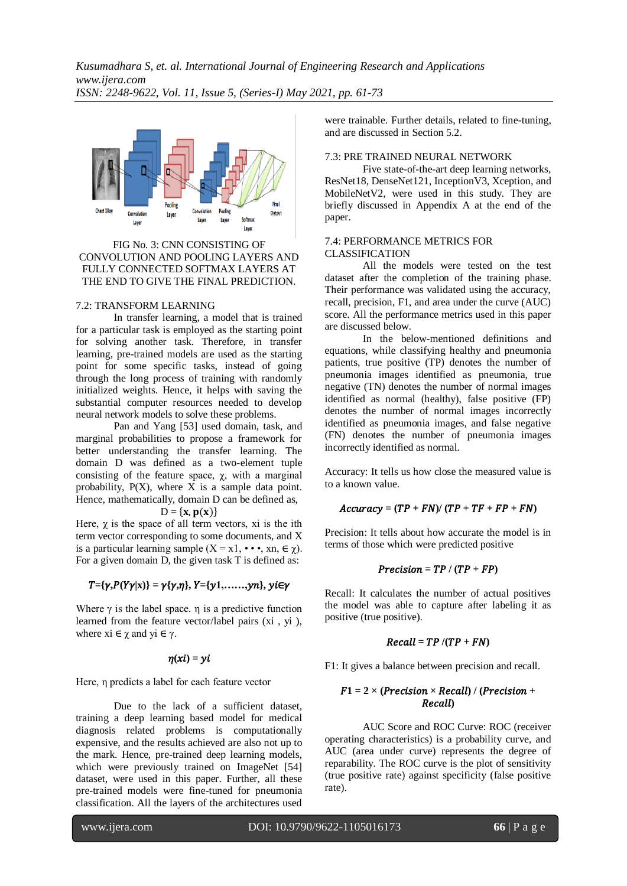FIG No. 3: CNN CONSISTING OF CONVOLUTION AND POOLING LAYERS AND FULLY CONNECTED SOFTMAX LAYERS AT THE END TO GIVE THE FINAL PREDICTION.

### 7.2: TRANSFORM LEARNING

In transfer learning, a model that is trained for a particular task is employed as the starting point for solving another task. Therefore, in transfer learning, pre-trained models are used as the starting point for some specific tasks, instead of going through the long process of training with randomly initialized weights. Hence, it helps with saving the substantial computer resources needed to develop neural network models to solve these problems.

Pan and Yang [53] used domain, task, and marginal probabilities to propose a framework for better understanding the transfer learning. The domain D was defined as a two-element tuple consisting of the feature space, $\chi$, with a marginal probability, P(X), where X is a sample data point. Hence, mathematically, domain D can be defined as,

$$D = \{\mathbf{x}, \mathbf{p}(\mathbf{x})\}$$

Here, $\chi$ is the space of all term vectors, xi is the ith term vector corresponding to some documents, and X is a particular learning sample ($X = x1, \cdots, xn, \in \chi$). For a given domain D, the given task T is defined as:

$$T=\{\gamma,P(Y\gamma|x)\} = \gamma\{\gamma,\eta\},\ Y=\{y1,\ldots\ldots,yn\},\ yi\in\gamma$$

Where $\gamma$ is the label space. $\eta$ is a predictive function learned from the feature vector/label pairs (xi , yi ), where $xi \in \chi$ and $yi \in \gamma$.

$$\eta(xi) = yi$$

Here, $\eta$ predicts a label for each feature vector

Due to the lack of a sufficient dataset, training a deep learning based model for medical diagnosis related problems is computationally expensive, and the results achieved are also not up to the mark. Hence, pre-trained deep learning models, which were previously trained on ImageNet [54] dataset, were used in this paper. Further, all these pre-trained models were fine-tuned for pneumonia classification. All the layers of the architectures used were trainable. Further details, related to fine-tuning, and are discussed in Section 5.2.

### 7.3: PRE TRAINED NEURAL NETWORK

Five state-of-the-art deep learning networks, ResNet18, DenseNet121, InceptionV3, Xception, and MobileNetV2, were used in this study. They are briefly discussed in Appendix A at the end of the paper.

### 7.4: PERFORMANCE METRICS FOR CLASSIFICATION

All the models were tested on the test dataset after the completion of the training phase. Their performance was validated using the accuracy, recall, precision, F1, and area under the curve (AUC) score. All the performance metrics used in this paper are discussed below.

In the below-mentioned definitions and equations, while classifying healthy and pneumonia patients, true positive (TP) denotes the number of pneumonia images identified as pneumonia, true negative (TN) denotes the number of normal images identified as normal (healthy), false positive (FP) denotes the number of normal images incorrectly identified as pneumonia images, and false negative (FN) denotes the number of pneumonia images incorrectly identified as normal.

Accuracy: It tells us how close the measured value is to a known value.

$$Accuracy = (TP + FN)/\ (TP + TF + FP + FN)$$

Precision: It tells about how accurate the model is in terms of those which were predicted positive

$$Precision = TP\ /\ (TP + FP)$$

Recall: It calculates the number of actual positives the model was able to capture after labeling it as positive (true positive).

$$Recall = TP\ /(TP + FN)$$

F1: It gives a balance between precision and recall.

$$F1 = 2 \times (Precision \times Recall)\ /\ (Precision + Recall)$$

AUC Score and ROC Curve: ROC (receiver operating characteristics) is a probability curve, and AUC (area under curve) represents the degree of reparability. The ROC curve is the plot of sensitivity (true positive rate) against specificity (false positive rate).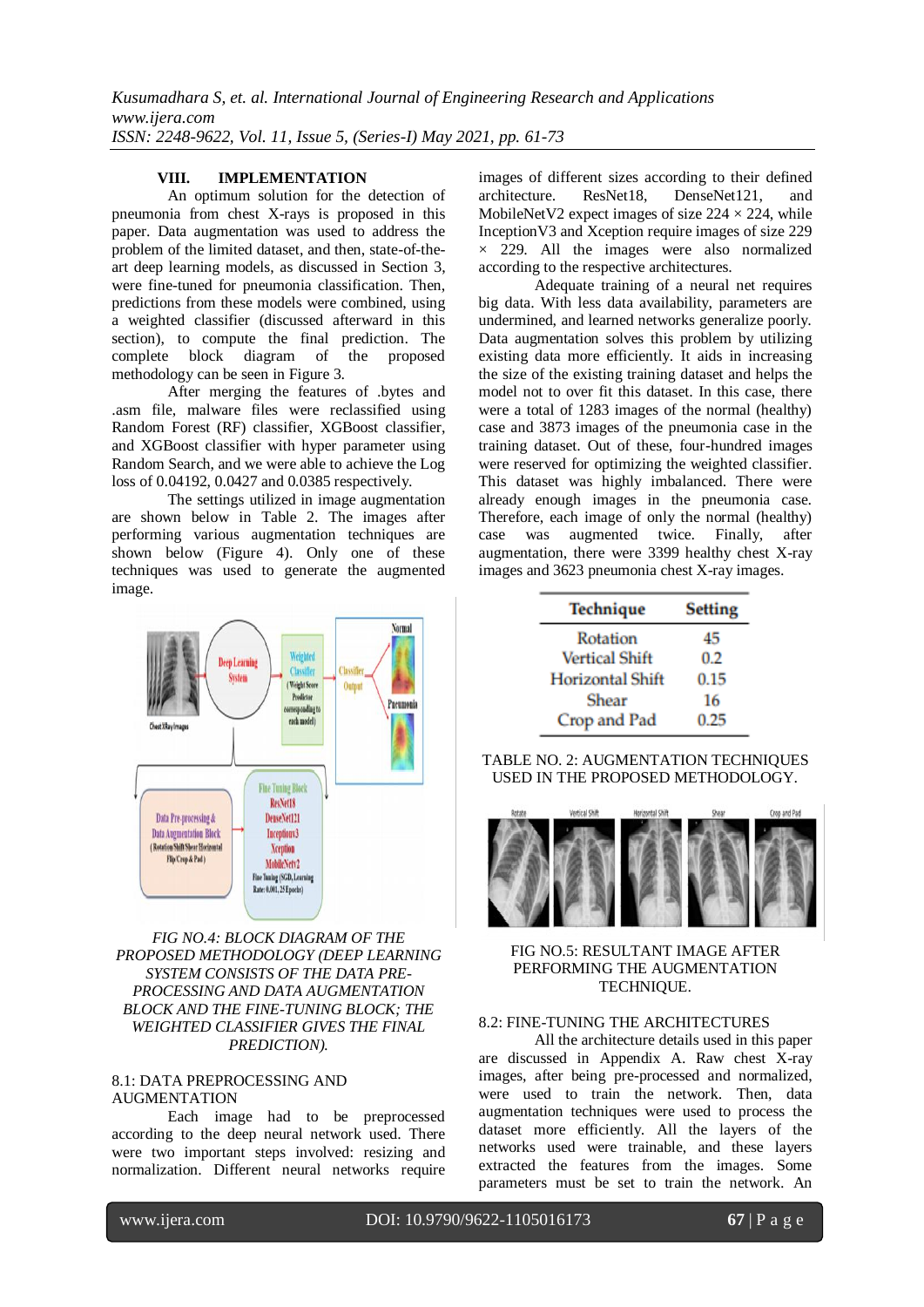## VIII. IMPLEMENTATION

An optimum solution for the detection of pneumonia from chest X-rays is proposed in this paper. Data augmentation was used to address the problem of the limited dataset, and then, state-of-the-art deep learning models, as discussed in Section 3, were fine-tuned for pneumonia classification. Then, predictions from these models were combined, using a weighted classifier (discussed afterward in this section), to compute the final prediction. The complete block diagram of the proposed methodology can be seen in Figure 3.

After merging the features of .bytes and .asm file, malware files were reclassified using Random Forest (RF) classifier, XGBoost classifier, and XGBoost classifier with hyper parameter using Random Search, and we were able to achieve the Log loss of 0.04192, 0.0427 and 0.0385 respectively.

The settings utilized in image augmentation are shown below in Table 2. The images after performing various augmentation techniques are shown below (Figure 4). Only one of these techniques was used to generate the augmented image.

*FIG NO.4: BLOCK DIAGRAM OF THE PROPOSED METHODOLOGY (DEEP LEARNING SYSTEM CONSISTS OF THE DATA PRE-PROCESSING AND DATA AUGMENTATION BLOCK AND THE FINE-TUNING BLOCK; THE WEIGHTED CLASSIFIER GIVES THE FINAL PREDICTION).*

### 8.1: DATA PREPROCESSING AND AUGMENTATION

Each image had to be preprocessed according to the deep neural network used. There were two important steps involved: resizing and normalization. Different neural networks require images of different sizes according to their defined architecture. ResNet18, DenseNet121, and MobileNetV2 expect images of size 224 × 224, while InceptionV3 and Xception require images of size 229 × 229. All the images were also normalized according to the respective architectures.

Adequate training of a neural net requires big data. With less data availability, parameters are undermined, and learned networks generalize poorly. Data augmentation solves this problem by utilizing existing data more efficiently. It aids in increasing the size of the existing training dataset and helps the model not to over fit this dataset. In this case, there were a total of 1283 images of the normal (healthy) case and 3873 images of the pneumonia case in the training dataset. Out of these, four-hundred images were reserved for optimizing the weighted classifier. This dataset was highly imbalanced. There were already enough images in the pneumonia case. Therefore, each image of only the normal (healthy) case was augmented twice. Finally, after augmentation, there were 3399 healthy chest X-ray images and 3623 pneumonia chest X-ray images.

| Technique | Setting |
|---|---|
| Rotation | 45 |
| Vertical Shift | 0.2 |
| Horizontal Shift | 0.15 |
| Shear | 16 |
| Crop and Pad | 0.25 |

TABLE NO. 2: AUGMENTATION TECHNIQUES USED IN THE PROPOSED METHODOLOGY.

FIG NO.5: RESULTANT IMAGE AFTER PERFORMING THE AUGMENTATION TECHNIQUE.

### 8.2: FINE-TUNING THE ARCHITECTURES

All the architecture details used in this paper are discussed in Appendix A. Raw chest X-ray images, after being pre-processed and normalized, were used to train the network. Then, data augmentation techniques were used to process the dataset more efficiently. All the layers of the networks used were trainable, and these layers extracted the features from the images. Some parameters must be set to train the network. An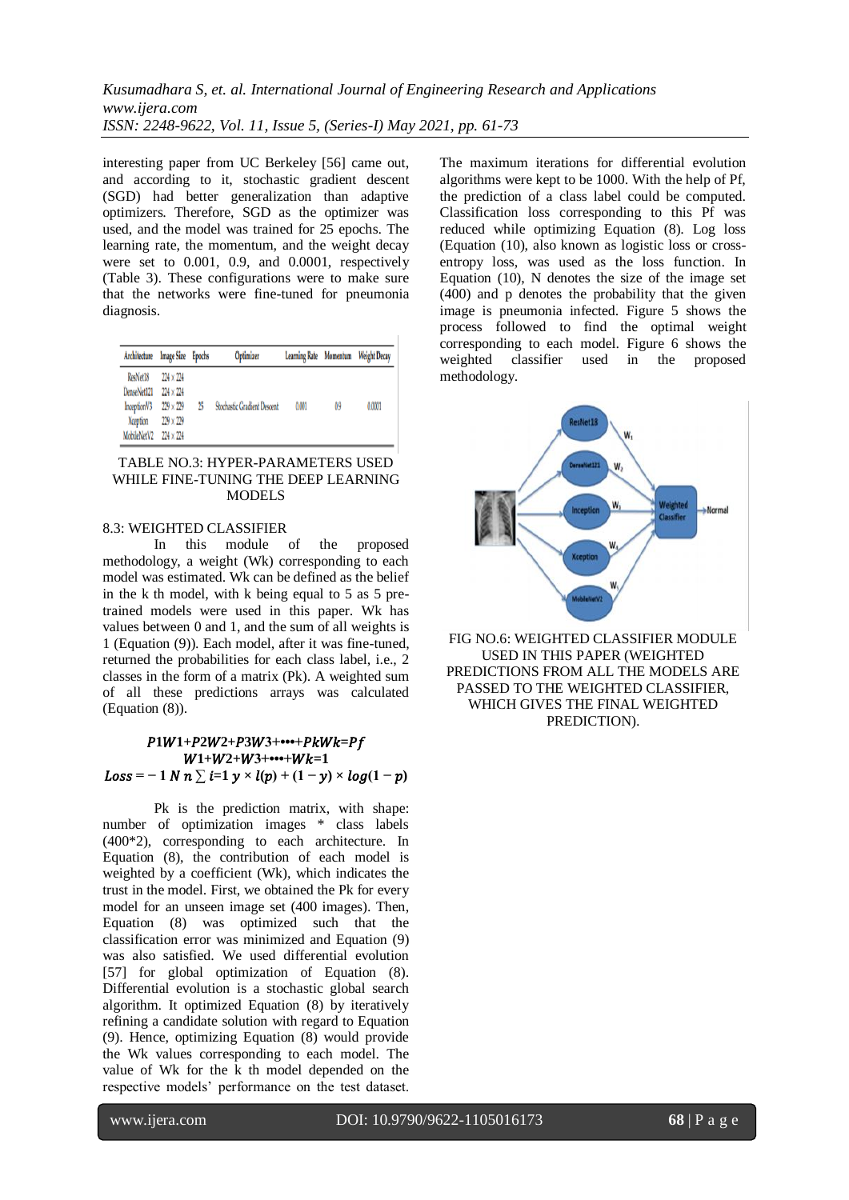interesting paper from UC Berkeley [56] came out, and according to it, stochastic gradient descent (SGD) had better generalization than adaptive optimizers. Therefore, SGD as the optimizer was used, and the model was trained for 25 epochs. The learning rate, the momentum, and the weight decay were set to 0.001, 0.9, and 0.0001, respectively (Table 3). These configurations were to make sure that the networks were fine-tuned for pneumonia diagnosis.

| Architecture | Image Size | Epochs | Optimizer | Learning Rate | Momentum | Weight Decay |
|---|---|---|---|---|---|---|
| ResNet18 | 224 x 224 | | | | | |
| DenseNet121 | 224 x 224 | | | | | |
| InceptionV3 | 229 x 229 | 25 | Stochastic Gradient Descent | 0.001 | 0.9 | 0.0001 |
| Xception | 229 x 229 | | | | | |
| MobileNetV2 | 224 x 224 | | | | | |

TABLE NO.3: HYPER-PARAMETERS USED WHILE FINE-TUNING THE DEEP LEARNING MODELS

8.3: WEIGHTED CLASSIFIER

In this module of the proposed methodology, a weight (Wk) corresponding to each model was estimated. Wk can be defined as the belief in the k th model, with k being equal to 5 as 5 pre-trained models were used in this paper. Wk has values between 0 and 1, and the sum of all weights is 1 (Equation (9)). Each model, after it was fine-tuned, returned the probabilities for each class label, i.e., 2 classes in the form of a matrix (Pk). A weighted sum of all these predictions arrays was calculated (Equation (8)).

$$P1W1+P2W2+P3W3+\bullet\bullet\bullet+PkWk=Pf$$

$$W1+W2+W3+\bullet\bullet\bullet+Wk=1$$

$$Loss = -1\ N\ n \sum i=1\ y \times l(p) + (1-y) \times log(1-p)$$

Pk is the prediction matrix, with shape: number of optimization images * class labels (400*2), corresponding to each architecture. In Equation (8), the contribution of each model is weighted by a coefficient (Wk), which indicates the trust in the model. First, we obtained the Pk for every model for an unseen image set (400 images). Then, Equation (8) was optimized such that the classification error was minimized and Equation (9) was also satisfied. We used differential evolution [57] for global optimization of Equation (8). Differential evolution is a stochastic global search algorithm. It optimized Equation (8) by iteratively refining a candidate solution with regard to Equation (9). Hence, optimizing Equation (8) would provide the Wk values corresponding to each model. The value of Wk for the k th model depended on the respective models' performance on the test dataset. The maximum iterations for differential evolution algorithms were kept to be 1000. With the help of Pf, the prediction of a class label could be computed. Classification loss corresponding to this Pf was reduced while optimizing Equation (8). Log loss (Equation (10), also known as logistic loss or cross-entropy loss, was used as the loss function. In Equation (10), N denotes the size of the image set (400) and p denotes the probability that the given image is pneumonia infected. Figure 5 shows the process followed to find the optimal weight corresponding to each model. Figure 6 shows the weighted classifier used in the proposed methodology.

FIG NO.6: WEIGHTED CLASSIFIER MODULE USED IN THIS PAPER (WEIGHTED PREDICTIONS FROM ALL THE MODELS ARE PASSED TO THE WEIGHTED CLASSIFIER, WHICH GIVES THE FINAL WEIGHTED PREDICTION).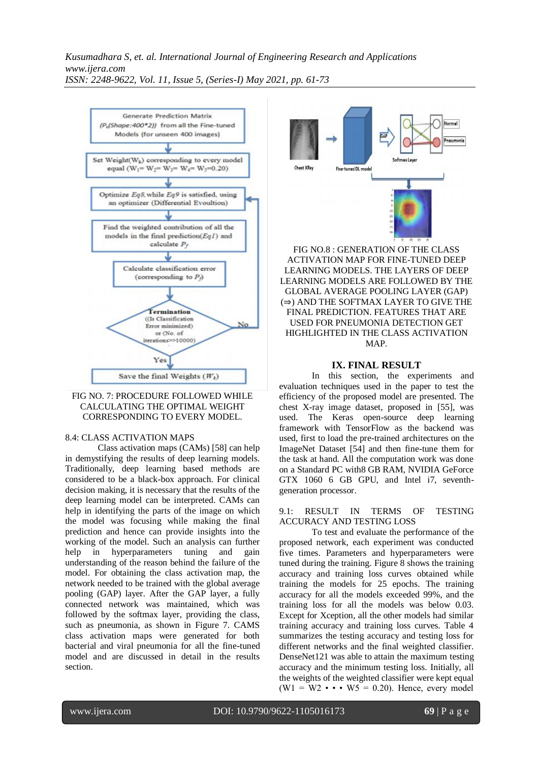FIG NO. 7: PROCEDURE FOLLOWED WHILE CALCULATING THE OPTIMAL WEIGHT CORRESPONDING TO EVERY MODEL.

8.4: CLASS ACTIVATION MAPS

Class activation maps (CAMs) [58] can help in demystifying the results of deep learning models. Traditionally, deep learning based methods are considered to be a black-box approach. For clinical decision making, it is necessary that the results of the deep learning model can be interpreted. CAMs can help in identifying the parts of the image on which the model was focusing while making the final prediction and hence can provide insights into the working of the model. Such an analysis can further help in hyperparameters tuning and gain understanding of the reason behind the failure of the model. For obtaining the class activation map, the network needed to be trained with the global average pooling (GAP) layer. After the GAP layer, a fully connected network was maintained, which was followed by the softmax layer, providing the class, such as pneumonia, as shown in Figure 7. CAMS class activation maps were generated for both bacterial and viral pneumonia for all the fine-tuned model and are discussed in detail in the results section.

FIG NO.8 : GENERATION OF THE CLASS ACTIVATION MAP FOR FINE-TUNED DEEP LEARNING MODELS. THE LAYERS OF DEEP LEARNING MODELS ARE FOLLOWED BY THE GLOBAL AVERAGE POOLING LAYER (GAP) (⇒) AND THE SOFTMAX LAYER TO GIVE THE FINAL PREDICTION. FEATURES THAT ARE USED FOR PNEUMONIA DETECTION GET HIGHLIGHTED IN THE CLASS ACTIVATION MAP.

## IX. FINAL RESULT

In this section, the experiments and evaluation techniques used in the paper to test the efficiency of the proposed model are presented. The chest X-ray image dataset, proposed in [55], was used. The Keras open-source deep learning framework with TensorFlow as the backend was used, first to load the pre-trained architectures on the ImageNet Dataset [54] and then fine-tune them for the task at hand. All the computation work was done on a Standard PC with8 GB RAM, NVIDIA GeForce GTX 1060 6 GB GPU, and Intel i7, seventh-generation processor.

9.1: RESULT IN TERMS OF TESTING ACCURACY AND TESTING LOSS

To test and evaluate the performance of the proposed network, each experiment was conducted five times. Parameters and hyperparameters were tuned during the training. Figure 8 shows the training accuracy and training loss curves obtained while training the models for 25 epochs. The training accuracy for all the models exceeded 99%, and the training loss for all the models was below 0.03. Except for Xception, all the other models had similar training accuracy and training loss curves. Table 4 summarizes the testing accuracy and testing loss for different networks and the final weighted classifier. DenseNet121 was able to attain the maximum testing accuracy and the minimum testing loss. Initially, all the weights of the weighted classifier were kept equal ($W1 = W2 \cdots W5 = 0.20$). Hence, every model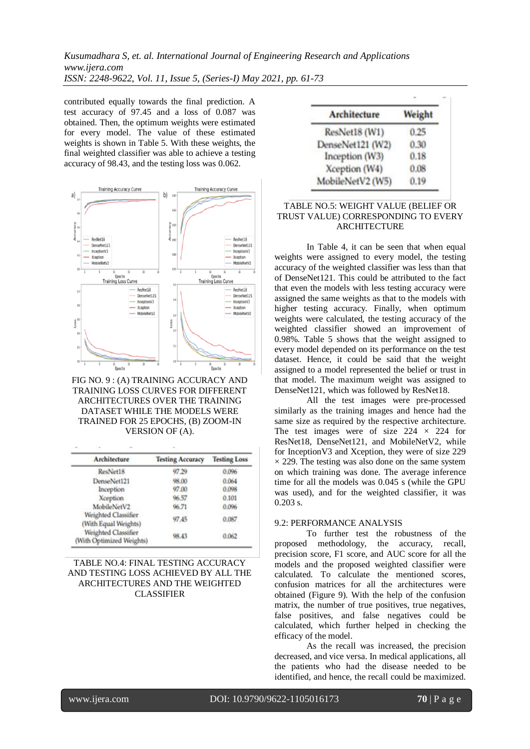contributed equally towards the final prediction. A test accuracy of 97.45 and a loss of 0.087 was obtained. Then, the optimum weights were estimated for every model. The value of these estimated weights is shown in Table 5. With these weights, the final weighted classifier was able to achieve a testing accuracy of 98.43, and the testing loss was 0.062.

FIG NO. 9 : (A) TRAINING ACCURACY AND TRAINING LOSS CURVES FOR DIFFERENT ARCHITECTURES OVER THE TRAINING DATASET WHILE THE MODELS WERE TRAINED FOR 25 EPOCHS, (B) ZOOM-IN VERSION OF (A).

| Architecture | Testing Accuracy | Testing Loss |
|---|---|---|
| ResNet18 | 97.29 | 0.096 |
| DenseNet121 | 98.00 | 0.064 |
| Inception | 97.00 | 0.098 |
| Xception | 96.57 | 0.101 |
| MobileNetV2 | 96.71 | 0.096 |
| Weighted Classifier (With Equal Weights) | 97.45 | 0.087 |
| Weighted Classifier (With Optimized Weights) | 98.43 | 0.062 |

TABLE NO.4: FINAL TESTING ACCURACY AND TESTING LOSS ACHIEVED BY ALL THE ARCHITECTURES AND THE WEIGHTED CLASSIFIER

| Architecture | Weight |
|---|---|
| ResNet18 (W1) | 0.25 |
| DenseNet121 (W2) | 0.30 |
| Inception (W3) | 0.18 |
| Xception (W4) | 0.08 |
| MobileNetV2 (W5) | 0.19 |

TABLE NO.5: WEIGHT VALUE (BELIEF OR TRUST VALUE) CORRESPONDING TO EVERY ARCHITECTURE

In Table 4, it can be seen that when equal weights were assigned to every model, the testing accuracy of the weighted classifier was less than that of DenseNet121. This could be attributed to the fact that even the models with less testing accuracy were assigned the same weights as that to the models with higher testing accuracy. Finally, when optimum weights were calculated, the testing accuracy of the weighted classifier showed an improvement of 0.98%. Table 5 shows that the weight assigned to every model depended on its performance on the test dataset. Hence, it could be said that the weight assigned to a model represented the belief or trust in that model. The maximum weight was assigned to DenseNet121, which was followed by ResNet18.

All the test images were pre-processed similarly as the training images and hence had the same size as required by the respective architecture. The test images were of size 224 × 224 for ResNet18, DenseNet121, and MobileNetV2, while for InceptionV3 and Xception, they were of size 229 × 229. The testing was also done on the same system on which training was done. The average inference time for all the models was 0.045 s (while the GPU was used), and for the weighted classifier, it was 0.203 s.

## 9.2: PERFORMANCE ANALYSIS

To further test the robustness of the proposed methodology, the accuracy, recall, precision score, F1 score, and AUC score for all the models and the proposed weighted classifier were calculated. To calculate the mentioned scores, confusion matrices for all the architectures were obtained (Figure 9). With the help of the confusion matrix, the number of true positives, true negatives, false positives, and false negatives could be calculated, which further helped in checking the efficacy of the model.

As the recall was increased, the precision decreased, and vice versa. In medical applications, all the patients who had the disease needed to be identified, and hence, the recall could be maximized.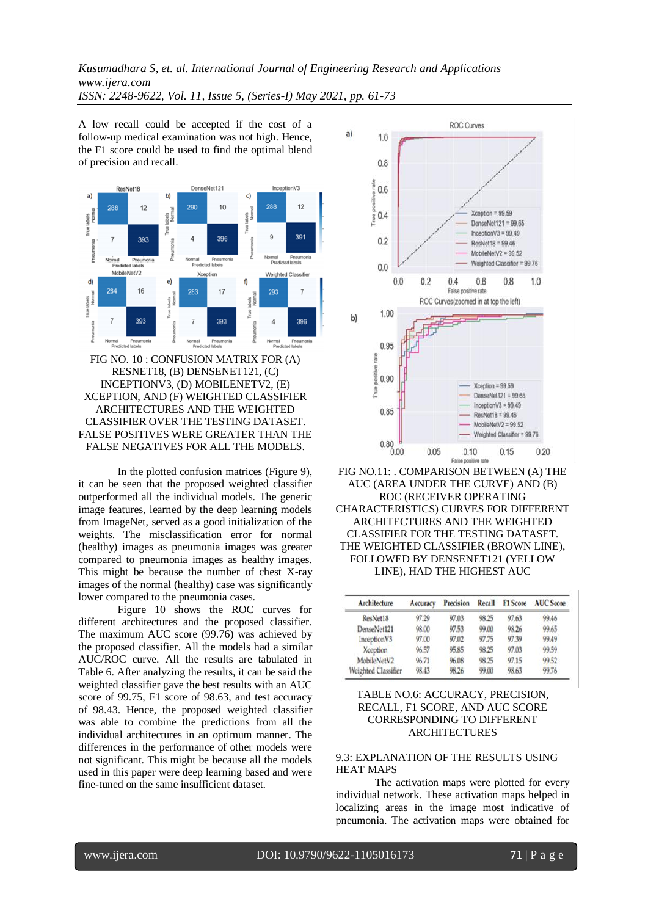A low recall could be accepted if the cost of a follow-up medical examination was not high. Hence, the F1 score could be used to find the optimal blend of precision and recall.

FIG NO. 10 : CONFUSION MATRIX FOR (A) RESNET18, (B) DENSENET121, (C) INCEPTIONV3, (D) MOBILENETV2, (E) XCEPTION, AND (F) WEIGHTED CLASSIFIER ARCHITECTURES AND THE WEIGHTED CLASSIFIER OVER THE TESTING DATASET. FALSE POSITIVES WERE GREATER THAN THE FALSE NEGATIVES FOR ALL THE MODELS.

In the plotted confusion matrices (Figure 9), it can be seen that the proposed weighted classifier outperformed all the individual models. The generic image features, learned by the deep learning models from ImageNet, served as a good initialization of the weights. The misclassification error for normal (healthy) images as pneumonia images was greater compared to pneumonia images as healthy images. This might be because the number of chest X-ray images of the normal (healthy) case was significantly lower compared to the pneumonia cases.

Figure 10 shows the ROC curves for different architectures and the proposed classifier. The maximum AUC score (99.76) was achieved by the proposed classifier. All the models had a similar AUC/ROC curve. All the results are tabulated in Table 6. After analyzing the results, it can be said the weighted classifier gave the best results with an AUC score of 99.75, F1 score of 98.63, and test accuracy of 98.43. Hence, the proposed weighted classifier was able to combine the predictions from the individual architectures in an optimum manner. The differences in the performance of other models were not significant. This might be because all the models used in this paper were deep learning based and were fine-tuned on the same insufficient dataset.

FIG NO.11: . COMPARISON BETWEEN (A) THE AUC (AREA UNDER THE CURVE) AND (B) ROC (RECEIVER OPERATING CHARACTERISTICS) CURVES FOR DIFFERENT ARCHITECTURES AND THE WEIGHTED CLASSIFIER FOR THE TESTING DATASET. THE WEIGHTED CLASSIFIER (BROWN LINE), FOLLOWED BY DENSENET121 (YELLOW LINE), HAD THE HIGHEST AUC

| Architecture | Accuracy | Precision | Recall | F1 Score | AUC Score |
|---|---|---|---|---|---|
| ResNet18 | 97.29 | 97.03 | 98.25 | 97.63 | 99.46 |
| DenseNet121 | 98.00 | 97.53 | 99.00 | 98.26 | 99.65 |
| InceptionV3 | 97.00 | 97.02 | 97.75 | 97.39 | 99.49 |
| Xception | 96.57 | 95.85 | 98.25 | 97.03 | 99.59 |
| MobileNetV2 | 96.71 | 96.08 | 98.25 | 97.15 | 99.52 |
| Weighted Classifier | 98.43 | 98.26 | 99.00 | 98.63 | 99.76 |

TABLE NO.6: ACCURACY, PRECISION, RECALL, F1 SCORE, AND AUC SCORE CORRESPONDING TO DIFFERENT ARCHITECTURES

### 9.3: EXPLANATION OF THE RESULTS USING HEAT MAPS

The activation maps were plotted for every individual network. These activation maps helped in localizing areas in the image most indicative of pneumonia. The activation maps were obtained for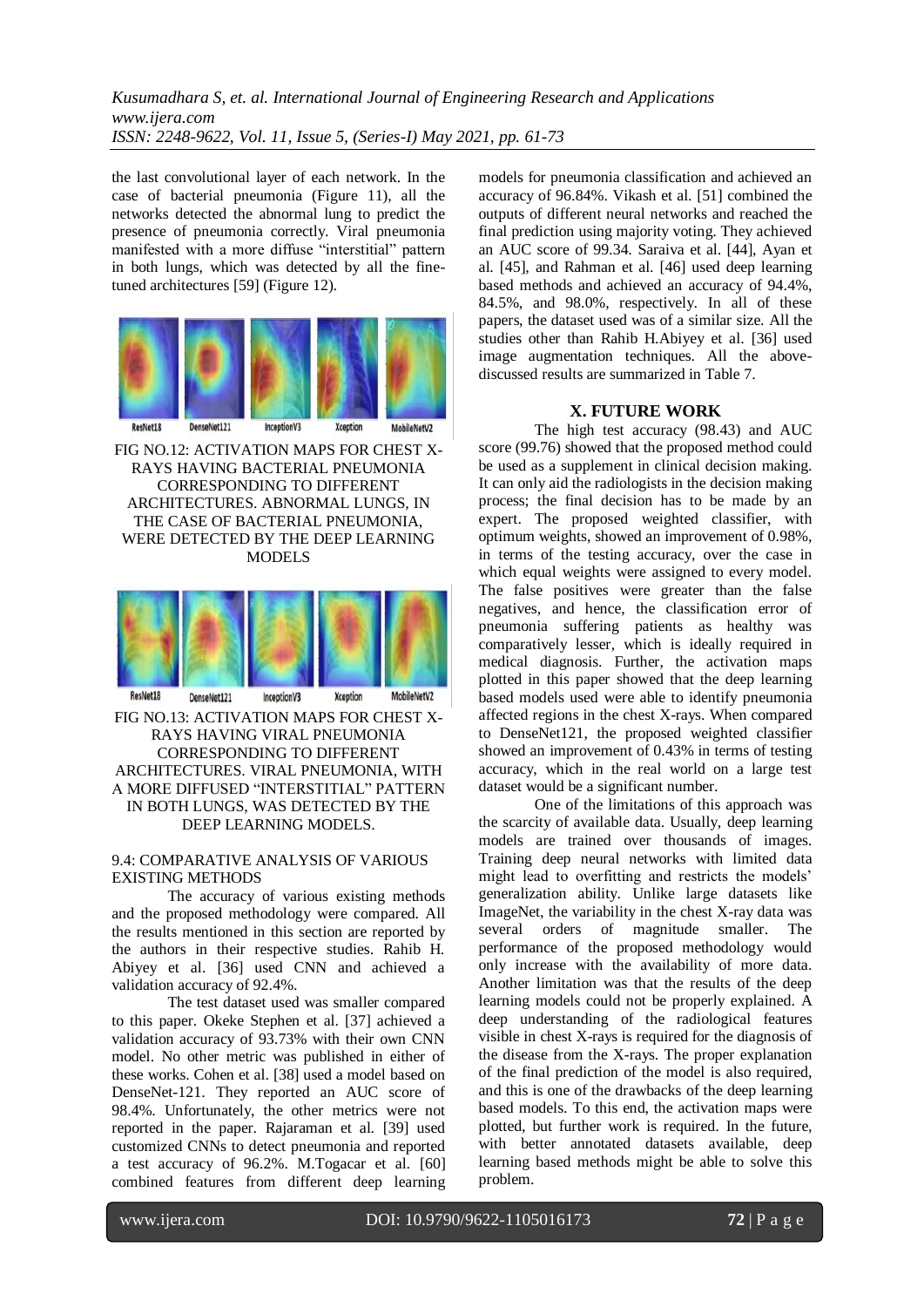the last convolutional layer of each network. In the case of bacterial pneumonia (Figure 11), all the networks detected the abnormal lung to predict the presence of pneumonia correctly. Viral pneumonia manifested with a more diffuse "interstitial" pattern in both lungs, which was detected by all the fine-tuned architectures [59] (Figure 12).

ResNet18 DenseNet121 InceptionV3 Xception MobileNetV2

FIG NO.12: ACTIVATION MAPS FOR CHEST X-RAYS HAVING BACTERIAL PNEUMONIA CORRESPONDING TO DIFFERENT ARCHITECTURES. ABNORMAL LUNGS, IN THE CASE OF BACTERIAL PNEUMONIA, WERE DETECTED BY THE DEEP LEARNING MODELS

ResNet18 DenseNet121 InceptionV3 Xception MobileNetV2

FIG NO.13: ACTIVATION MAPS FOR CHEST X-RAYS HAVING VIRAL PNEUMONIA CORRESPONDING TO DIFFERENT ARCHITECTURES. VIRAL PNEUMONIA, WITH A MORE DIFFUSED "INTERSTITIAL" PATTERN IN BOTH LUNGS, WAS DETECTED BY THE DEEP LEARNING MODELS.

### 9.4: COMPARATIVE ANALYSIS OF VARIOUS EXISTING METHODS

The accuracy of various existing methods and the proposed methodology were compared. All the results mentioned in this section are reported by the authors in their respective studies. Rahib H. Abiyey et al. [36] used CNN and achieved a validation accuracy of 92.4%.

The test dataset used was smaller compared to this paper. Okeke Stephen et al. [37] achieved a validation accuracy of 93.73% with their own CNN model. No other metric was published in either of these works. Cohen et al. [38] used a model based on DenseNet-121. They reported an AUC score of 98.4%. Unfortunately, the other metrics were not reported in the paper. Rajaraman et al. [39] used customized CNNs to detect pneumonia and reported a test accuracy of 96.2%. M.Togacar et al. [60] combined features from different deep learning models for pneumonia classification and achieved an accuracy of 96.84%. Vikash et al. [51] combined the outputs of different neural networks and reached the final prediction using majority voting. They achieved an AUC score of 99.34. Saraiva et al. [44], Ayan et al. [45], and Rahman et al. [46] used deep learning based methods and achieved an accuracy of 94.4%, 84.5%, and 98.0%, respectively. In all of these papers, the dataset used was of a similar size. All the studies other than Rahib H.Abiyey et al. [36] used image augmentation techniques. All the above-discussed results are summarized in Table 7.

## X. FUTURE WORK

The high test accuracy (98.43) and AUC score (99.76) showed that the proposed method could be used as a supplement in clinical decision making. It can only aid the radiologists in the decision making process; the final decision has to be made by an expert. The proposed weighted classifier, with optimum weights, showed an improvement of 0.98%, in terms of the testing accuracy, over the case in which equal weights were assigned to every model. The false positives were greater than the false negatives, and hence, the classification error of pneumonia suffering patients as healthy was comparatively lesser, which is ideally required in medical diagnosis. Further, the activation maps plotted in this paper showed that the deep learning based models used were able to identify pneumonia affected regions in the chest X-rays. When compared to DenseNet121, the proposed weighted classifier showed an improvement of 0.43% in terms of testing accuracy, which in the real world on a large test dataset would be a significant number.

One of the limitations of this approach was the scarcity of available data. Usually, deep learning models are trained over thousands of images. Training deep neural networks with limited data might lead to overfitting and restricts the models' generalization ability. Unlike large datasets like ImageNet, the variability in the chest X-ray data was several orders of magnitude smaller. The performance of the proposed methodology would only increase with the availability of more data. Another limitation was that the results of the deep learning models could not be properly explained. A deep understanding of the radiological features visible in chest X-rays is required for the diagnosis of the disease from the X-rays. The proper explanation of the final prediction of the model is also required, and this is one of the drawbacks of the deep learning based models. To this end, the activation maps were plotted, but further work is required. In the future, with better annotated datasets available, deep learning based methods might be able to solve this problem.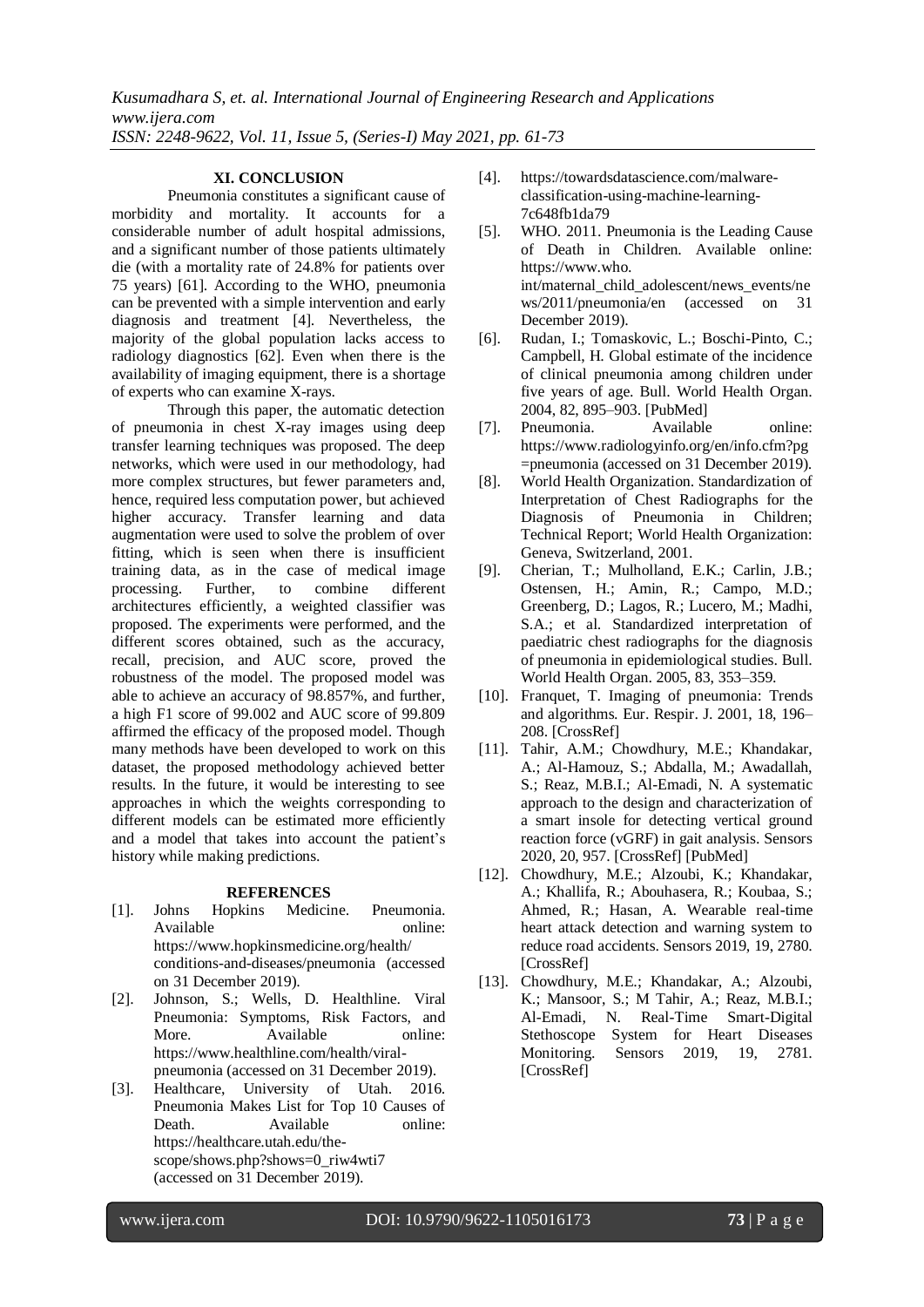## XI. CONCLUSION

Pneumonia constitutes a significant cause of morbidity and mortality. It accounts for a considerable number of adult hospital admissions, and a significant number of those patients ultimately die (with a mortality rate of 24.8% for patients over 75 years) [61]. According to the WHO, pneumonia can be prevented with a simple intervention and early diagnosis and treatment [4]. Nevertheless, the majority of the global population lacks access to radiology diagnostics [62]. Even when there is the availability of imaging equipment, there is a shortage of experts who can examine X-rays.

Through this paper, the automatic detection of pneumonia in chest X-ray images using deep transfer learning techniques was proposed. The deep networks, which were used in our methodology, had more complex structures, but fewer parameters and, hence, required less computation power, but achieved higher accuracy. Transfer learning and data augmentation were used to solve the problem of over fitting, which is seen when there is insufficient training data, as in the case of medical image processing. Further, to combine different architectures efficiently, a weighted classifier was proposed. The experiments were performed, and the different scores obtained, such as the accuracy, recall, precision, and AUC score, proved the robustness of the model. The proposed model was able to achieve an accuracy of 98.857%, and further, a high F1 score of 99.002 and AUC score of 99.809 affirmed the efficacy of the proposed model. Though many methods have been developed to work on this dataset, the proposed methodology achieved better results. In the future, it would be interesting to see approaches in which the weights corresponding to different models can be estimated more efficiently and a model that takes into account the patient's history while making predictions.

## REFERENCES

[1]. Johns Hopkins Medicine. Pneumonia. Available online: https://www.hopkinsmedicine.org/health/conditions-and-diseases/pneumonia (accessed on 31 December 2019).

[2]. Johnson, S.; Wells, D. Healthline. Viral Pneumonia: Symptoms, Risk Factors, and More. Available online: https://www.healthline.com/health/viral-pneumonia (accessed on 31 December 2019).

[3]. Healthcare, University of Utah. 2016. Pneumonia Makes List for Top 10 Causes of Death. Available online: https://healthcare.utah.edu/the-scope/shows.php?shows=0_riw4wti7 (accessed on 31 December 2019).

[4]. https://towardsdatascience.com/malware-classification-using-machine-learning-7c648fb1da79

[5]. WHO. 2011. Pneumonia is the Leading Cause of Death in Children. Available online: https://www.who.int/maternal_child_adolescent/news_events/news/2011/pneumonia/en (accessed on 31 December 2019).

[6]. Rudan, I.; Tomaskovic, L.; Boschi-Pinto, C.; Campbell, H. Global estimate of the incidence of clinical pneumonia among children under five years of age. Bull. World Health Organ. 2004, 82, 895–903. [PubMed]

[7]. Pneumonia. Available online: https://www.radiologyinfo.org/en/info.cfm?pg=pneumonia (accessed on 31 December 2019).

[8]. World Health Organization. Standardization of Interpretation of Chest Radiographs for the Diagnosis of Pneumonia in Children; Technical Report; World Health Organization: Geneva, Switzerland, 2001.

[9]. Cherian, T.; Mulholland, E.K.; Carlin, J.B.; Ostensen, H.; Amin, R.; Campo, M.D.; Greenberg, D.; Lagos, R.; Lucero, M.; Madhi, S.A.; et al. Standardized interpretation of paediatric chest radiographs for the diagnosis of pneumonia in epidemiological studies. Bull. World Health Organ. 2005, 83, 353–359.

[10]. Franquet, T. Imaging of pneumonia: Trends and algorithms. Eur. Respir. J. 2001, 18, 196–208. [CrossRef]

[11]. Tahir, A.M.; Chowdhury, M.E.; Khandakar, A.; Al-Hamouz, S.; Abdalla, M.; Awadallah, S.; Reaz, M.B.I.; Al-Emadi, N. A systematic approach to the design and characterization of a smart insole for detecting vertical ground reaction force (vGRF) in gait analysis. Sensors 2020, 20, 957. [CrossRef] [PubMed]

[12]. Chowdhury, M.E.; Alzoubi, K.; Khandakar, A.; Khallifa, R.; Abouhasera, R.; Koubaa, S.; Ahmed, R.; Hasan, A. Wearable real-time heart attack detection and warning system to reduce road accidents. Sensors 2019, 19, 2780. [CrossRef]

[13]. Chowdhury, M.E.; Khandakar, A.; Alzoubi, K.; Mansoor, S.; M Tahir, A.; Reaz, M.B.I.; Al-Emadi, N. Real-Time Smart-Digital Stethoscope System for Heart Diseases Monitoring. Sensors 2019, 19, 2781. [CrossRef]